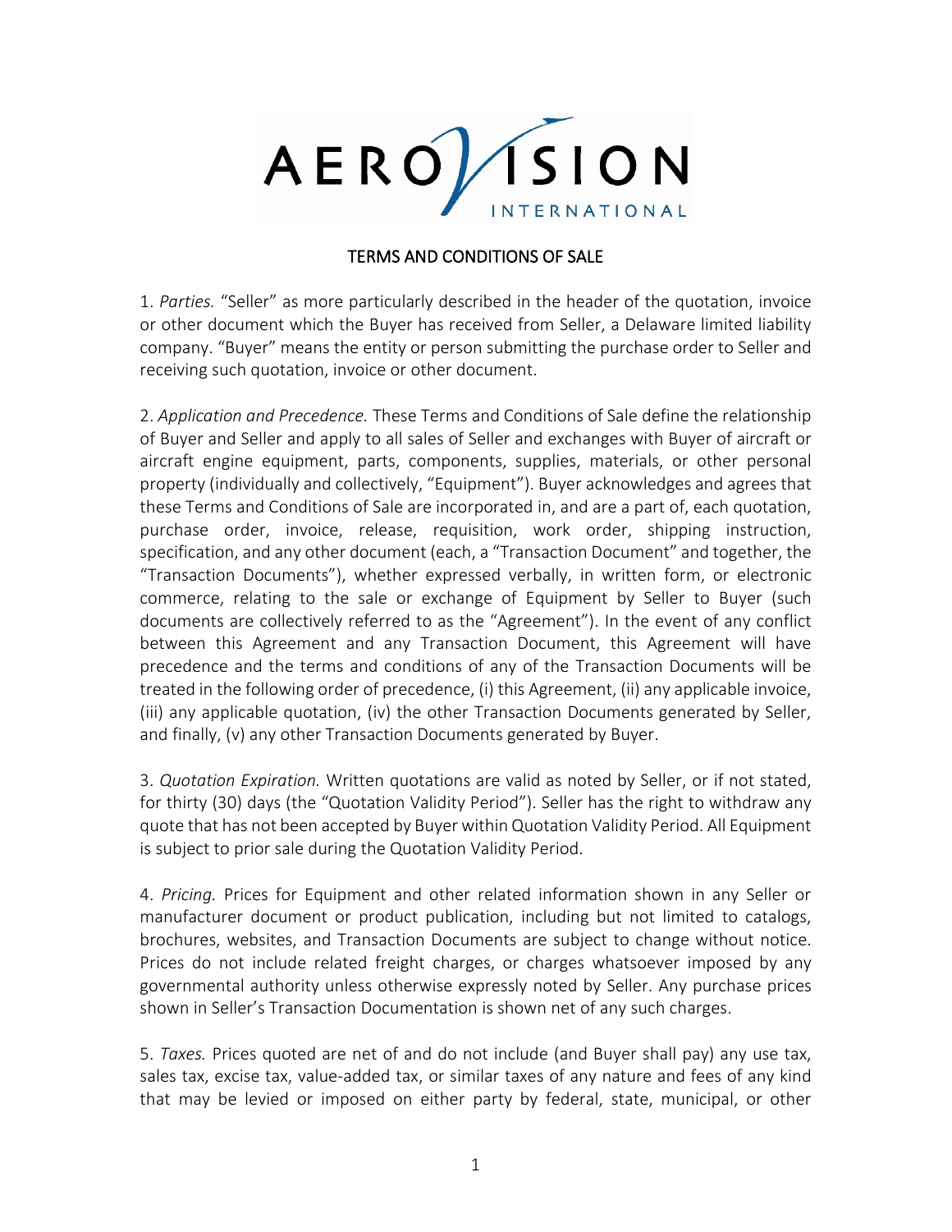# AEROVISION INTERNATIONAL

## TERMS AND CONDITIONS OF SALE

1. *Parties.* "Seller" as more particularly described in the header of the quotation, invoice or other document which the Buyer has received from Seller, a Delaware limited liability company. "Buyer" means the entity or person submitting the purchase order to Seller and receiving such quotation, invoice or other document.

2. *Application and Precedence.* These Terms and Conditions of Sale define the relationship of Buyer and Seller and apply to all sales of Seller and exchanges with Buyer of aircraft or aircraft engine equipment, parts, components, supplies, materials, or other personal property (individually and collectively, "Equipment"). Buyer acknowledges and agrees that these Terms and Conditions of Sale are incorporated in, and are a part of, each quotation, purchase order, invoice, release, requisition, work order, shipping instruction, specification, and any other document (each, a "Transaction Document" and together, the "Transaction Documents"), whether expressed verbally, in written form, or electronic commerce, relating to the sale or exchange of Equipment by Seller to Buyer (such documents are collectively referred to as the "Agreement"). In the event of any conflict between this Agreement and any Transaction Document, this Agreement will have precedence and the terms and conditions of any of the Transaction Documents will be treated in the following order of precedence, (i) this Agreement, (ii) any applicable invoice, (iii) any applicable quotation, (iv) the other Transaction Documents generated by Seller, and finally, (v) any other Transaction Documents generated by Buyer.

3. *Quotation Expiration.* Written quotations are valid as noted by Seller, or if not stated, for thirty (30) days (the "Quotation Validity Period"). Seller has the right to withdraw any quote that has not been accepted by Buyer within Quotation Validity Period. All Equipment is subject to prior sale during the Quotation Validity Period.

4. *Pricing.* Prices for Equipment and other related information shown in any Seller or manufacturer document or product publication, including but not limited to catalogs, brochures, websites, and Transaction Documents are subject to change without notice. Prices do not include related freight charges, or charges whatsoever imposed by any governmental authority unless otherwise expressly noted by Seller. Any purchase prices shown in Seller's Transaction Documentation is shown net of any such charges.

5. *Taxes.* Prices quoted are net of and do not include (and Buyer shall pay) any use tax, sales tax, excise tax, value-added tax, or similar taxes of any nature and fees of any kind that may be levied or imposed on either party by federal, state, municipal, or other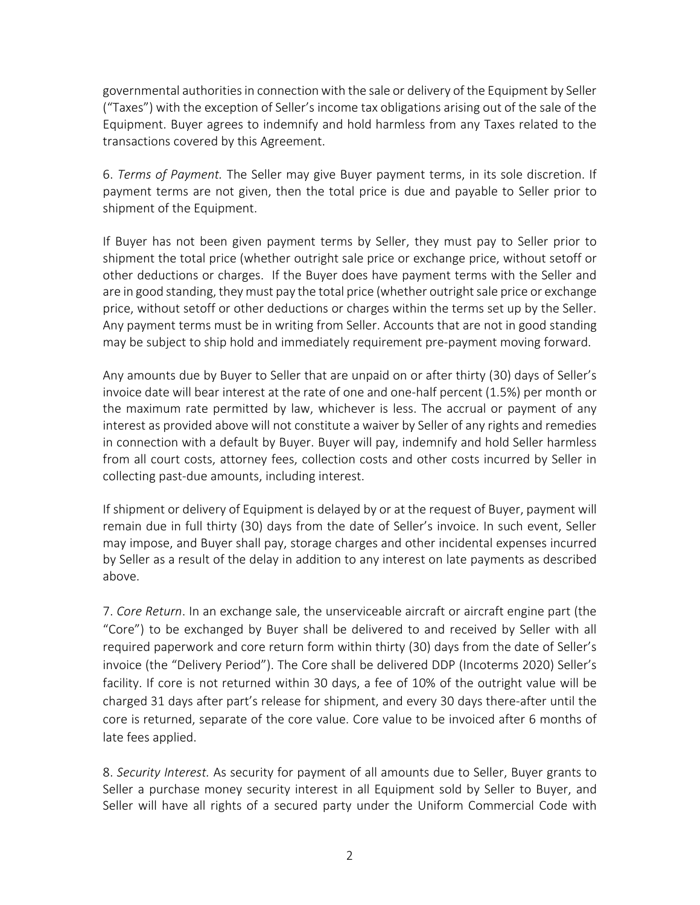governmental authorities in connection with the sale or delivery of the Equipment by Seller ("Taxes") with the exception of Seller's income tax obligations arising out of the sale of the Equipment. Buyer agrees to indemnify and hold harmless from any Taxes related to the transactions covered by this Agreement.

6. *Terms of Payment.* The Seller may give Buyer payment terms, in its sole discretion. If payment terms are not given, then the total price is due and payable to Seller prior to shipment of the Equipment.

If Buyer has not been given payment terms by Seller, they must pay to Seller prior to shipment the total price (whether outright sale price or exchange price, without setoff or other deductions or charges. If the Buyer does have payment terms with the Seller and are in good standing, they must pay the total price (whether outright sale price or exchange price, without setoff or other deductions or charges within the terms set up by the Seller. Any payment terms must be in writing from Seller. Accounts that are not in good standing may be subject to ship hold and immediately requirement pre-payment moving forward.

Any amounts due by Buyer to Seller that are unpaid on or after thirty (30) days of Seller's invoice date will bear interest at the rate of one and one-half percent (1.5%) per month or the maximum rate permitted by law, whichever is less. The accrual or payment of any interest as provided above will not constitute a waiver by Seller of any rights and remedies in connection with a default by Buyer. Buyer will pay, indemnify and hold Seller harmless from all court costs, attorney fees, collection costs and other costs incurred by Seller in collecting past-due amounts, including interest.

If shipment or delivery of Equipment is delayed by or at the request of Buyer, payment will remain due in full thirty (30) days from the date of Seller's invoice. In such event, Seller may impose, and Buyer shall pay, storage charges and other incidental expenses incurred by Seller as a result of the delay in addition to any interest on late payments as described above.

7. *Core Return*. In an exchange sale, the unserviceable aircraft or aircraft engine part (the "Core") to be exchanged by Buyer shall be delivered to and received by Seller with all required paperwork and core return form within thirty (30) days from the date of Seller's invoice (the "Delivery Period"). The Core shall be delivered DDP (Incoterms 2020) Seller's facility. If core is not returned within 30 days, a fee of 10% of the outright value will be charged 31 days after part's release for shipment, and every 30 days there-after until the core is returned, separate of the core value. Core value to be invoiced after 6 months of late fees applied.

8. *Security Interest.* As security for payment of all amounts due to Seller, Buyer grants to Seller a purchase money security interest in all Equipment sold by Seller to Buyer, and Seller will have all rights of a secured party under the Uniform Commercial Code with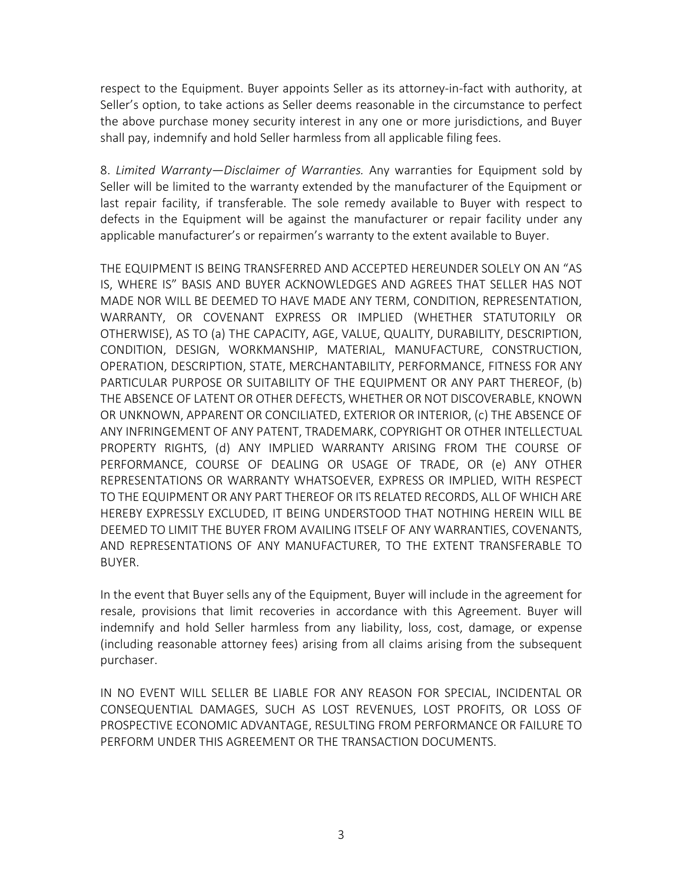respect to the Equipment. Buyer appoints Seller as its attorney-in-fact with authority, at Seller's option, to take actions as Seller deems reasonable in the circumstance to perfect the above purchase money security interest in any one or more jurisdictions, and Buyer shall pay, indemnify and hold Seller harmless from all applicable filing fees.

8. *Limited Warranty—Disclaimer of Warranties.* Any warranties for Equipment sold by Seller will be limited to the warranty extended by the manufacturer of the Equipment or last repair facility, if transferable. The sole remedy available to Buyer with respect to defects in the Equipment will be against the manufacturer or repair facility under any applicable manufacturer's or repairmen's warranty to the extent available to Buyer.

THE EQUIPMENT IS BEING TRANSFERRED AND ACCEPTED HEREUNDER SOLELY ON AN "AS IS, WHERE IS" BASIS AND BUYER ACKNOWLEDGES AND AGREES THAT SELLER HAS NOT MADE NOR WILL BE DEEMED TO HAVE MADE ANY TERM, CONDITION, REPRESENTATION, WARRANTY, OR COVENANT EXPRESS OR IMPLIED (WHETHER STATUTORILY OR OTHERWISE), AS TO (a) THE CAPACITY, AGE, VALUE, QUALITY, DURABILITY, DESCRIPTION, CONDITION, DESIGN, WORKMANSHIP, MATERIAL, MANUFACTURE, CONSTRUCTION, OPERATION, DESCRIPTION, STATE, MERCHANTABILITY, PERFORMANCE, FITNESS FOR ANY PARTICULAR PURPOSE OR SUITABILITY OF THE EQUIPMENT OR ANY PART THEREOF, (b) THE ABSENCE OF LATENT OR OTHER DEFECTS, WHETHER OR NOT DISCOVERABLE, KNOWN OR UNKNOWN, APPARENT OR CONCILIATED, EXTERIOR OR INTERIOR, (c) THE ABSENCE OF ANY INFRINGEMENT OF ANY PATENT, TRADEMARK, COPYRIGHT OR OTHER INTELLECTUAL PROPERTY RIGHTS, (d) ANY IMPLIED WARRANTY ARISING FROM THE COURSE OF PERFORMANCE, COURSE OF DEALING OR USAGE OF TRADE, OR (e) ANY OTHER REPRESENTATIONS OR WARRANTY WHATSOEVER, EXPRESS OR IMPLIED, WITH RESPECT TO THE EQUIPMENT OR ANY PART THEREOF OR ITS RELATED RECORDS, ALL OF WHICH ARE HEREBY EXPRESSLY EXCLUDED, IT BEING UNDERSTOOD THAT NOTHING HEREIN WILL BE DEEMED TO LIMIT THE BUYER FROM AVAILING ITSELF OF ANY WARRANTIES, COVENANTS, AND REPRESENTATIONS OF ANY MANUFACTURER, TO THE EXTENT TRANSFERABLE TO BUYER.

In the event that Buyer sells any of the Equipment, Buyer will include in the agreement for resale, provisions that limit recoveries in accordance with this Agreement. Buyer will indemnify and hold Seller harmless from any liability, loss, cost, damage, or expense (including reasonable attorney fees) arising from all claims arising from the subsequent purchaser.

IN NO EVENT WILL SELLER BE LIABLE FOR ANY REASON FOR SPECIAL, INCIDENTAL OR CONSEQUENTIAL DAMAGES, SUCH AS LOST REVENUES, LOST PROFITS, OR LOSS OF PROSPECTIVE ECONOMIC ADVANTAGE, RESULTING FROM PERFORMANCE OR FAILURE TO PERFORM UNDER THIS AGREEMENT OR THE TRANSACTION DOCUMENTS.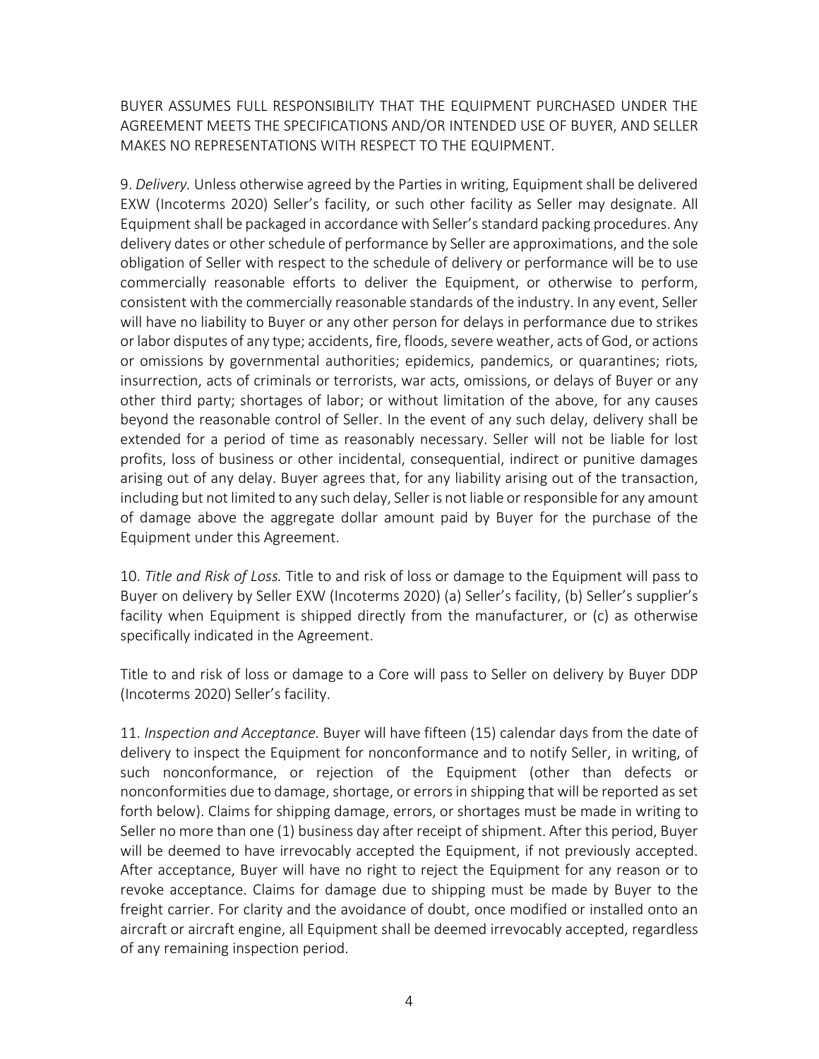BUYER ASSUMES FULL RESPONSIBILITY THAT THE EQUIPMENT PURCHASED UNDER THE AGREEMENT MEETS THE SPECIFICATIONS AND/OR INTENDED USE OF BUYER, AND SELLER MAKES NO REPRESENTATIONS WITH RESPECT TO THE EQUIPMENT.

9. *Delivery.* Unless otherwise agreed by the Parties in writing, Equipment shall be delivered EXW (Incoterms 2020) Seller's facility, or such other facility as Seller may designate. All Equipment shall be packaged in accordance with Seller's standard packing procedures. Any delivery dates or other schedule of performance by Seller are approximations, and the sole obligation of Seller with respect to the schedule of delivery or performance will be to use commercially reasonable efforts to deliver the Equipment, or otherwise to perform, consistent with the commercially reasonable standards of the industry. In any event, Seller will have no liability to Buyer or any other person for delays in performance due to strikes or labor disputes of any type; accidents, fire, floods, severe weather, acts of God, or actions or omissions by governmental authorities; epidemics, pandemics, or quarantines; riots, insurrection, acts of criminals or terrorists, war acts, omissions, or delays of Buyer or any other third party; shortages of labor; or without limitation of the above, for any causes beyond the reasonable control of Seller. In the event of any such delay, delivery shall be extended for a period of time as reasonably necessary. Seller will not be liable for lost profits, loss of business or other incidental, consequential, indirect or punitive damages arising out of any delay. Buyer agrees that, for any liability arising out of the transaction, including but not limited to any such delay, Seller is not liable or responsible for any amount of damage above the aggregate dollar amount paid by Buyer for the purchase of the Equipment under this Agreement.

10. *Title and Risk of Loss.* Title to and risk of loss or damage to the Equipment will pass to Buyer on delivery by Seller EXW (Incoterms 2020) (a) Seller's facility, (b) Seller's supplier's facility when Equipment is shipped directly from the manufacturer, or (c) as otherwise specifically indicated in the Agreement.

Title to and risk of loss or damage to a Core will pass to Seller on delivery by Buyer DDP (Incoterms 2020) Seller's facility.

11. *Inspection and Acceptance.* Buyer will have fifteen (15) calendar days from the date of delivery to inspect the Equipment for nonconformance and to notify Seller, in writing, of such nonconformance, or rejection of the Equipment (other than defects or nonconformities due to damage, shortage, or errors in shipping that will be reported as set forth below). Claims for shipping damage, errors, or shortages must be made in writing to Seller no more than one (1) business day after receipt of shipment. After this period, Buyer will be deemed to have irrevocably accepted the Equipment, if not previously accepted. After acceptance, Buyer will have no right to reject the Equipment for any reason or to revoke acceptance. Claims for damage due to shipping must be made by Buyer to the freight carrier. For clarity and the avoidance of doubt, once modified or installed onto an aircraft or aircraft engine, all Equipment shall be deemed irrevocably accepted, regardless of any remaining inspection period.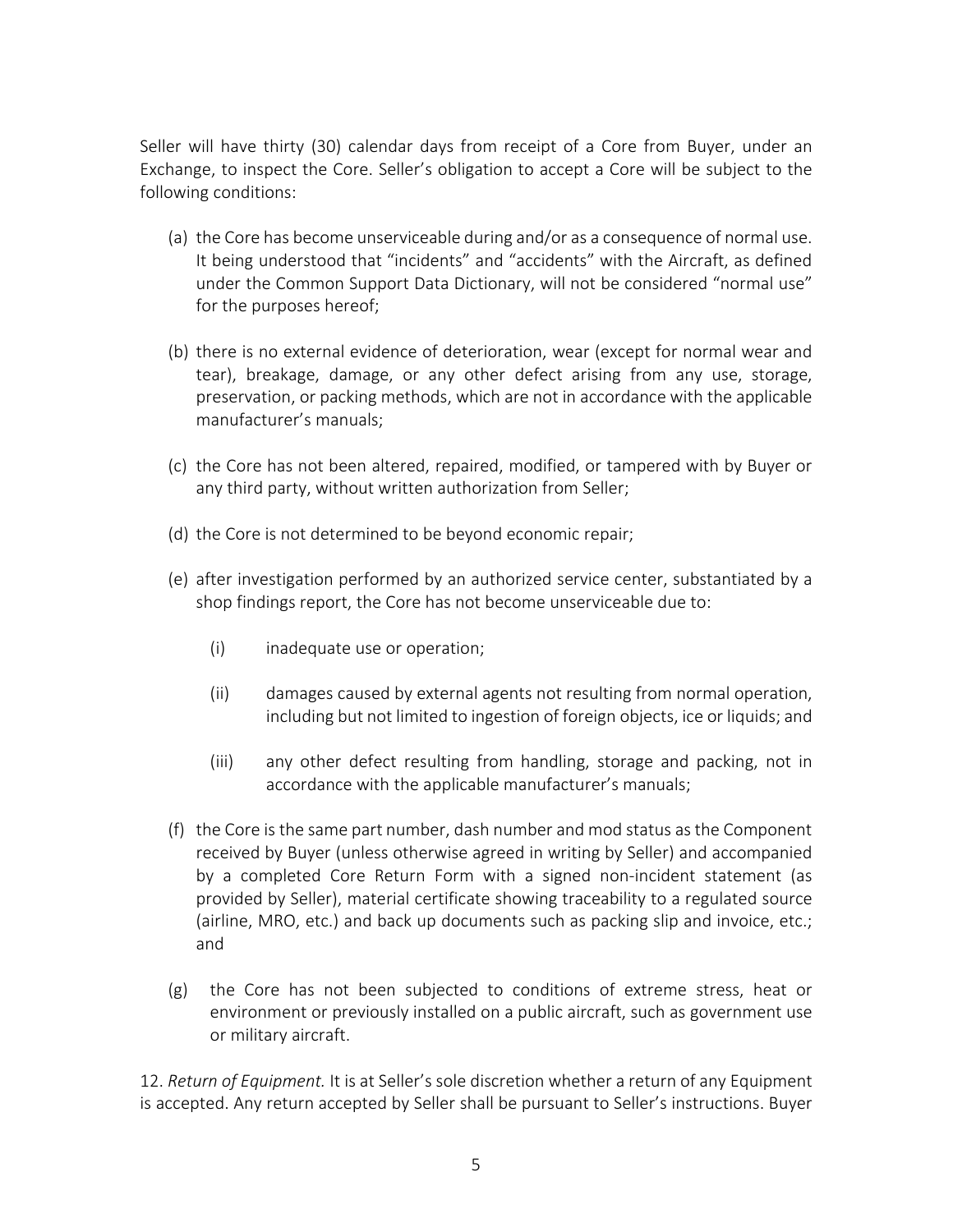Seller will have thirty (30) calendar days from receipt of a Core from Buyer, under an Exchange, to inspect the Core. Seller's obligation to accept a Core will be subject to the following conditions:

(a) the Core has become unserviceable during and/or as a consequence of normal use. It being understood that "incidents" and "accidents" with the Aircraft, as defined under the Common Support Data Dictionary, will not be considered "normal use" for the purposes hereof;

(b) there is no external evidence of deterioration, wear (except for normal wear and tear), breakage, damage, or any other defect arising from any use, storage, preservation, or packing methods, which are not in accordance with the applicable manufacturer's manuals;

(c) the Core has not been altered, repaired, modified, or tampered with by Buyer or any third party, without written authorization from Seller;

(d) the Core is not determined to be beyond economic repair;

(e) after investigation performed by an authorized service center, substantiated by a shop findings report, the Core has not become unserviceable due to:

  (i) inadequate use or operation;

  (ii) damages caused by external agents not resulting from normal operation, including but not limited to ingestion of foreign objects, ice or liquids; and

  (iii) any other defect resulting from handling, storage and packing, not in accordance with the applicable manufacturer's manuals;

(f) the Core is the same part number, dash number and mod status as the Component received by Buyer (unless otherwise agreed in writing by Seller) and accompanied by a completed Core Return Form with a signed non-incident statement (as provided by Seller), material certificate showing traceability to a regulated source (airline, MRO, etc.) and back up documents such as packing slip and invoice, etc.; and

(g) the Core has not been subjected to conditions of extreme stress, heat or environment or previously installed on a public aircraft, such as government use or military aircraft.

12. *Return of Equipment.* It is at Seller's sole discretion whether a return of any Equipment is accepted. Any return accepted by Seller shall be pursuant to Seller's instructions. Buyer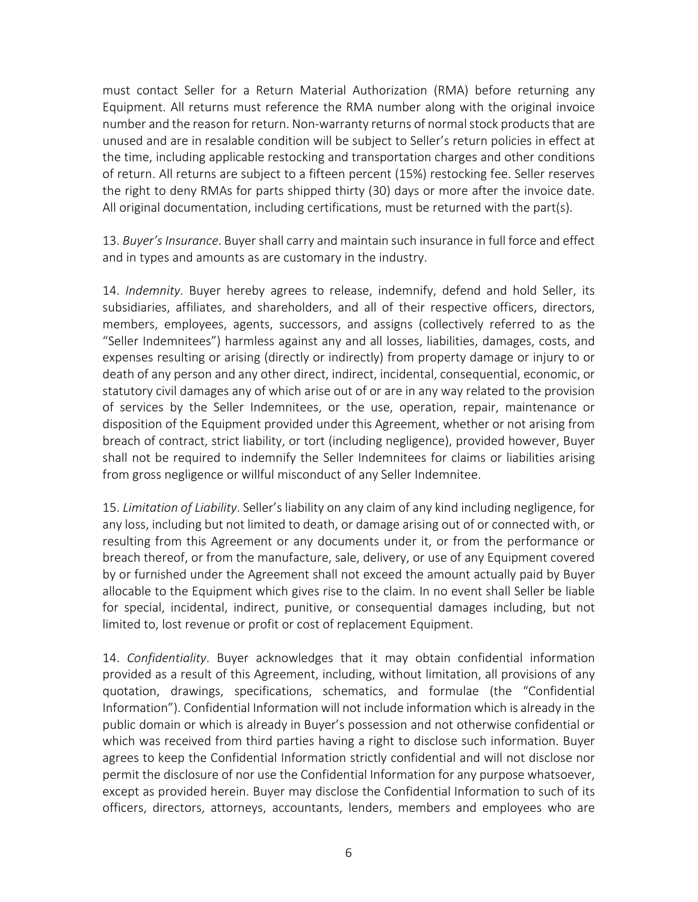must contact Seller for a Return Material Authorization (RMA) before returning any Equipment. All returns must reference the RMA number along with the original invoice number and the reason for return. Non-warranty returns of normal stock products that are unused and are in resalable condition will be subject to Seller's return policies in effect at the time, including applicable restocking and transportation charges and other conditions of return. All returns are subject to a fifteen percent (15%) restocking fee. Seller reserves the right to deny RMAs for parts shipped thirty (30) days or more after the invoice date. All original documentation, including certifications, must be returned with the part(s).

13. *Buyer's Insurance*. Buyer shall carry and maintain such insurance in full force and effect and in types and amounts as are customary in the industry.

14. *Indemnity*. Buyer hereby agrees to release, indemnify, defend and hold Seller, its subsidiaries, affiliates, and shareholders, and all of their respective officers, directors, members, employees, agents, successors, and assigns (collectively referred to as the "Seller Indemnitees") harmless against any and all losses, liabilities, damages, costs, and expenses resulting or arising (directly or indirectly) from property damage or injury to or death of any person and any other direct, indirect, incidental, consequential, economic, or statutory civil damages any of which arise out of or are in any way related to the provision of services by the Seller Indemnitees, or the use, operation, repair, maintenance or disposition of the Equipment provided under this Agreement, whether or not arising from breach of contract, strict liability, or tort (including negligence), provided however, Buyer shall not be required to indemnify the Seller Indemnitees for claims or liabilities arising from gross negligence or willful misconduct of any Seller Indemnitee.

15. *Limitation of Liability*. Seller's liability on any claim of any kind including negligence, for any loss, including but not limited to death, or damage arising out of or connected with, or resulting from this Agreement or any documents under it, or from the performance or breach thereof, or from the manufacture, sale, delivery, or use of any Equipment covered by or furnished under the Agreement shall not exceed the amount actually paid by Buyer allocable to the Equipment which gives rise to the claim. In no event shall Seller be liable for special, incidental, indirect, punitive, or consequential damages including, but not limited to, lost revenue or profit or cost of replacement Equipment.

14. *Confidentiality*. Buyer acknowledges that it may obtain confidential information provided as a result of this Agreement, including, without limitation, all provisions of any quotation, drawings, specifications, schematics, and formulae (the "Confidential Information"). Confidential Information will not include information which is already in the public domain or which is already in Buyer's possession and not otherwise confidential or which was received from third parties having a right to disclose such information. Buyer agrees to keep the Confidential Information strictly confidential and will not disclose nor permit the disclosure of nor use the Confidential Information for any purpose whatsoever, except as provided herein. Buyer may disclose the Confidential Information to such of its officers, directors, attorneys, accountants, lenders, members and employees who are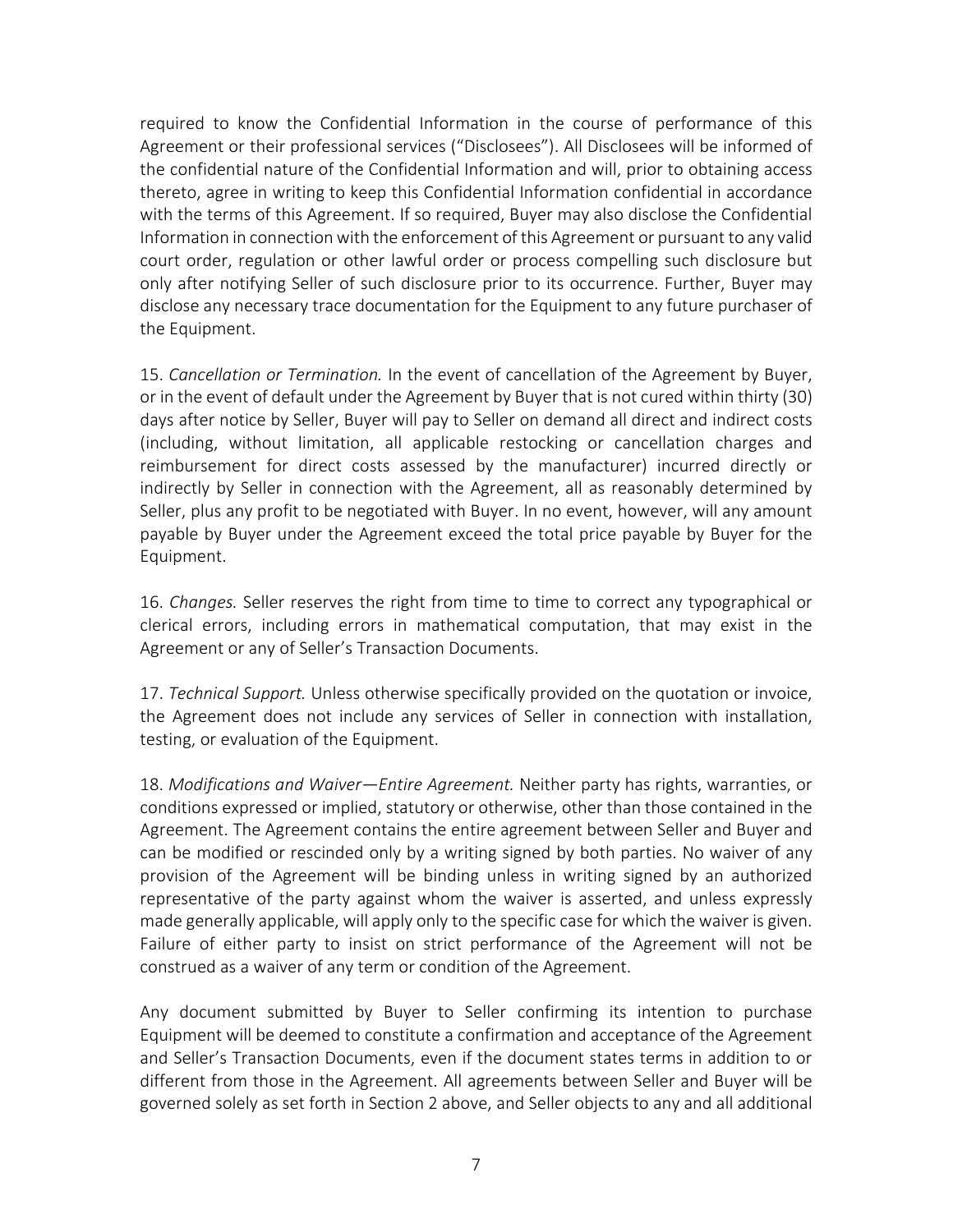required to know the Confidential Information in the course of performance of this Agreement or their professional services ("Disclosees"). All Disclosees will be informed of the confidential nature of the Confidential Information and will, prior to obtaining access thereto, agree in writing to keep this Confidential Information confidential in accordance with the terms of this Agreement. If so required, Buyer may also disclose the Confidential Information in connection with the enforcement of this Agreement or pursuant to any valid court order, regulation or other lawful order or process compelling such disclosure but only after notifying Seller of such disclosure prior to its occurrence. Further, Buyer may disclose any necessary trace documentation for the Equipment to any future purchaser of the Equipment.

15. *Cancellation or Termination.* In the event of cancellation of the Agreement by Buyer, or in the event of default under the Agreement by Buyer that is not cured within thirty (30) days after notice by Seller, Buyer will pay to Seller on demand all direct and indirect costs (including, without limitation, all applicable restocking or cancellation charges and reimbursement for direct costs assessed by the manufacturer) incurred directly or indirectly by Seller in connection with the Agreement, all as reasonably determined by Seller, plus any profit to be negotiated with Buyer. In no event, however, will any amount payable by Buyer under the Agreement exceed the total price payable by Buyer for the Equipment.

16. *Changes.* Seller reserves the right from time to time to correct any typographical or clerical errors, including errors in mathematical computation, that may exist in the Agreement or any of Seller's Transaction Documents.

17. *Technical Support.* Unless otherwise specifically provided on the quotation or invoice, the Agreement does not include any services of Seller in connection with installation, testing, or evaluation of the Equipment.

18. *Modifications and Waiver—Entire Agreement.* Neither party has rights, warranties, or conditions expressed or implied, statutory or otherwise, other than those contained in the Agreement. The Agreement contains the entire agreement between Seller and Buyer and can be modified or rescinded only by a writing signed by both parties. No waiver of any provision of the Agreement will be binding unless in writing signed by an authorized representative of the party against whom the waiver is asserted, and unless expressly made generally applicable, will apply only to the specific case for which the waiver is given. Failure of either party to insist on strict performance of the Agreement will not be construed as a waiver of any term or condition of the Agreement.

Any document submitted by Buyer to Seller confirming its intention to purchase Equipment will be deemed to constitute a confirmation and acceptance of the Agreement and Seller's Transaction Documents, even if the document states terms in addition to or different from those in the Agreement. All agreements between Seller and Buyer will be governed solely as set forth in Section 2 above, and Seller objects to any and all additional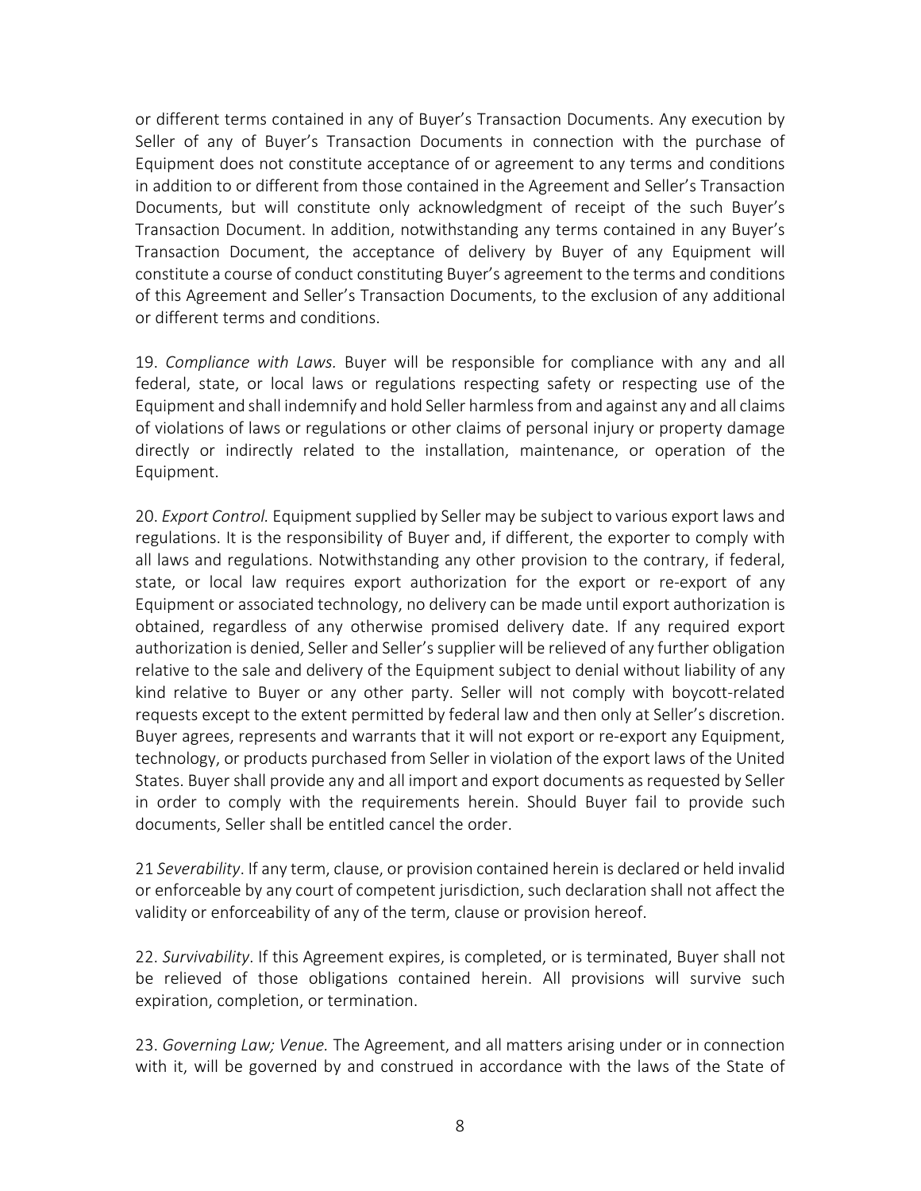or different terms contained in any of Buyer's Transaction Documents. Any execution by Seller of any of Buyer's Transaction Documents in connection with the purchase of Equipment does not constitute acceptance of or agreement to any terms and conditions in addition to or different from those contained in the Agreement and Seller's Transaction Documents, but will constitute only acknowledgment of receipt of the such Buyer's Transaction Document. In addition, notwithstanding any terms contained in any Buyer's Transaction Document, the acceptance of delivery by Buyer of any Equipment will constitute a course of conduct constituting Buyer's agreement to the terms and conditions of this Agreement and Seller's Transaction Documents, to the exclusion of any additional or different terms and conditions.

19. *Compliance with Laws.* Buyer will be responsible for compliance with any and all federal, state, or local laws or regulations respecting safety or respecting use of the Equipment and shall indemnify and hold Seller harmless from and against any and all claims of violations of laws or regulations or other claims of personal injury or property damage directly or indirectly related to the installation, maintenance, or operation of the Equipment.

20. *Export Control.* Equipment supplied by Seller may be subject to various export laws and regulations. It is the responsibility of Buyer and, if different, the exporter to comply with all laws and regulations. Notwithstanding any other provision to the contrary, if federal, state, or local law requires export authorization for the export or re-export of any Equipment or associated technology, no delivery can be made until export authorization is obtained, regardless of any otherwise promised delivery date. If any required export authorization is denied, Seller and Seller's supplier will be relieved of any further obligation relative to the sale and delivery of the Equipment subject to denial without liability of any kind relative to Buyer or any other party. Seller will not comply with boycott-related requests except to the extent permitted by federal law and then only at Seller's discretion. Buyer agrees, represents and warrants that it will not export or re-export any Equipment, technology, or products purchased from Seller in violation of the export laws of the United States. Buyer shall provide any and all import and export documents as requested by Seller in order to comply with the requirements herein. Should Buyer fail to provide such documents, Seller shall be entitled cancel the order.

21 *Severability*. If any term, clause, or provision contained herein is declared or held invalid or enforceable by any court of competent jurisdiction, such declaration shall not affect the validity or enforceability of any of the term, clause or provision hereof.

22. *Survivability*. If this Agreement expires, is completed, or is terminated, Buyer shall not be relieved of those obligations contained herein. All provisions will survive such expiration, completion, or termination.

23. *Governing Law; Venue.* The Agreement, and all matters arising under or in connection with it, will be governed by and construed in accordance with the laws of the State of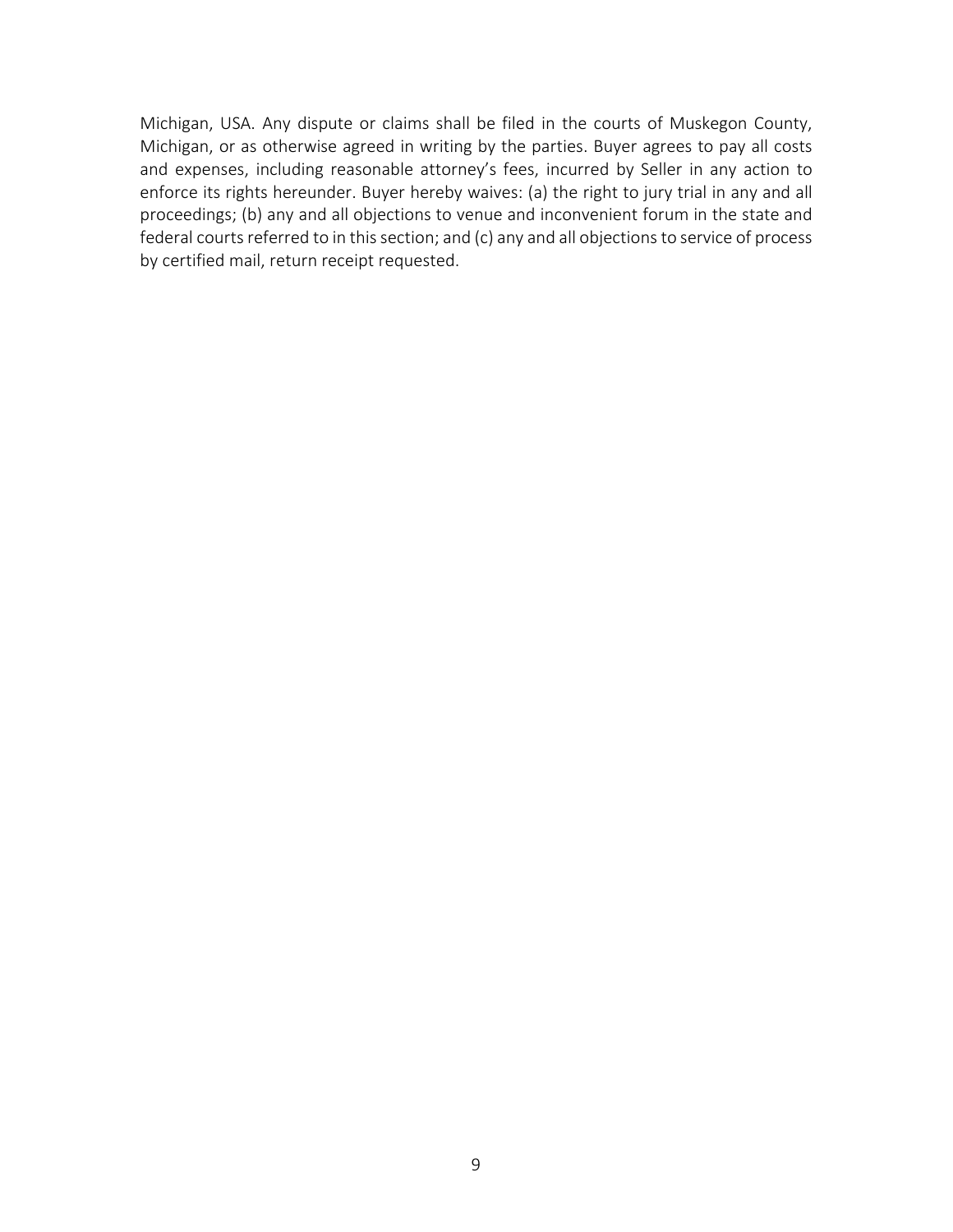Michigan, USA. Any dispute or claims shall be filed in the courts of Muskegon County, Michigan, or as otherwise agreed in writing by the parties. Buyer agrees to pay all costs and expenses, including reasonable attorney's fees, incurred by Seller in any action to enforce its rights hereunder. Buyer hereby waives: (a) the right to jury trial in any and all proceedings; (b) any and all objections to venue and inconvenient forum in the state and federal courts referred to in this section; and (c) any and all objections to service of process by certified mail, return receipt requested.